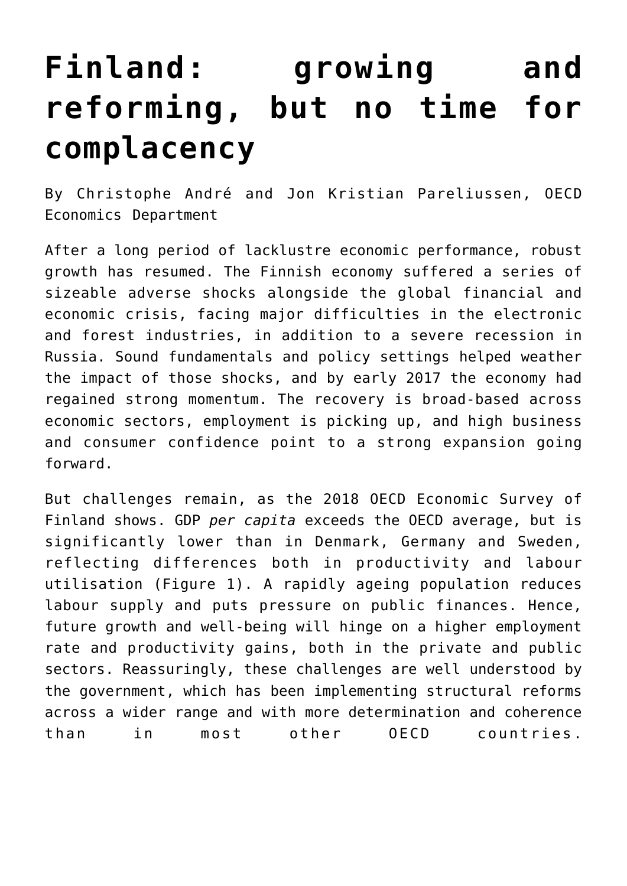# Finland: growing and reforming, but no time for complacency

By Christophe André and Jon Kristian Pareliussen, OECD Economics Department

After a long period of lacklustre economic performance, robust growth has resumed. The Finnish economy suffered a series of sizeable adverse shocks alongside the global financial and economic crisis, facing major difficulties in the electronic and forest industries, in addition to a severe recession in Russia. Sound fundamentals and policy settings helped weather the impact of those shocks, and by early 2017 the economy had regained strong momentum. The recovery is broad-based across economic sectors, employment is picking up, and high business and consumer confidence point to a strong expansion going forward.

But challenges remain, as the 2018 OECD Economic Survey of Finland shows. GDP *per capita* exceeds the OECD average, but is significantly lower than in Denmark, Germany and Sweden, reflecting differences both in productivity and labour utilisation (Figure 1). A rapidly ageing population reduces labour supply and puts pressure on public finances. Hence, future growth and well-being will hinge on a higher employment rate and productivity gains, both in the private and public sectors. Reassuringly, these challenges are well understood by the government, which has been implementing structural reforms across a wider range and with more determination and coherence than in most other OECD countries.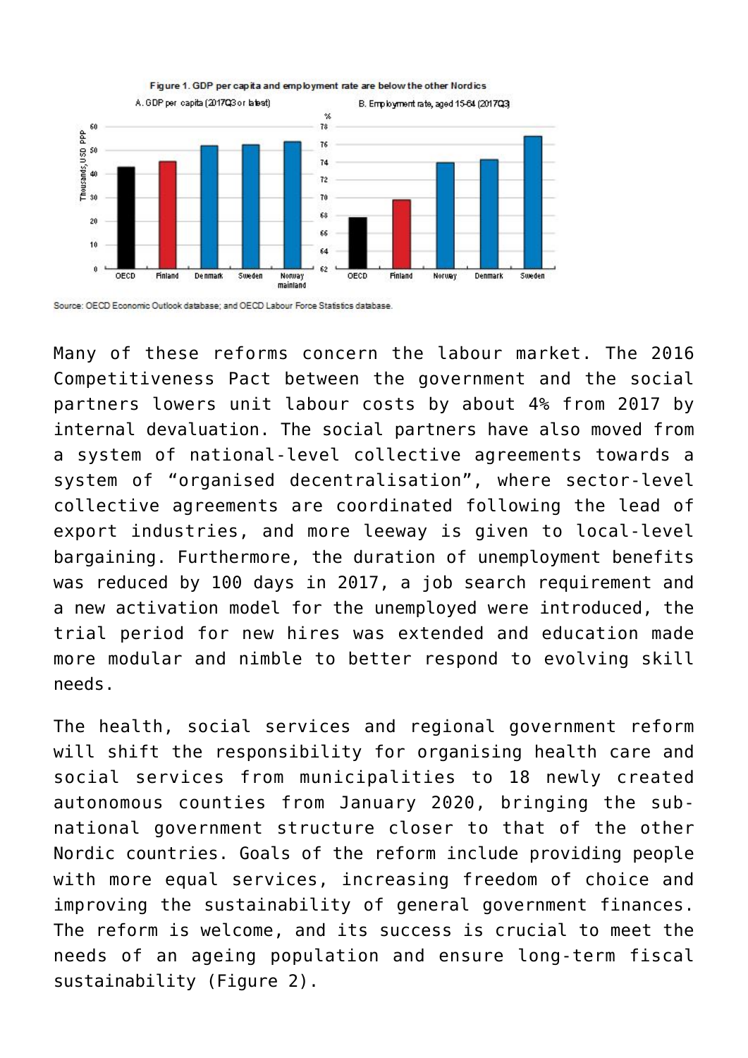Figure 1. GDP per capita and employment rate are below the other Nordics

Source: OECD Economic Outlook database; and OECD Labour Force Statistics database.

Many of these reforms concern the labour market. The 2016 Competitiveness Pact between the government and the social partners lowers unit labour costs by about 4% from 2017 by internal devaluation. The social partners have also moved from a system of national-level collective agreements towards a system of “organised decentralisation”, where sector-level collective agreements are coordinated following the lead of export industries, and more leeway is given to local-level bargaining. Furthermore, the duration of unemployment benefits was reduced by 100 days in 2017, a job search requirement and a new activation model for the unemployed were introduced, the trial period for new hires was extended and education made more modular and nimble to better respond to evolving skill needs.

The health, social services and regional government reform will shift the responsibility for organising health care and social services from municipalities to 18 newly created autonomous counties from January 2020, bringing the sub-national government structure closer to that of the other Nordic countries. Goals of the reform include providing people with more equal services, increasing freedom of choice and improving the sustainability of general government finances. The reform is welcome, and its success is crucial to meet the needs of an ageing population and ensure long-term fiscal sustainability (Figure 2).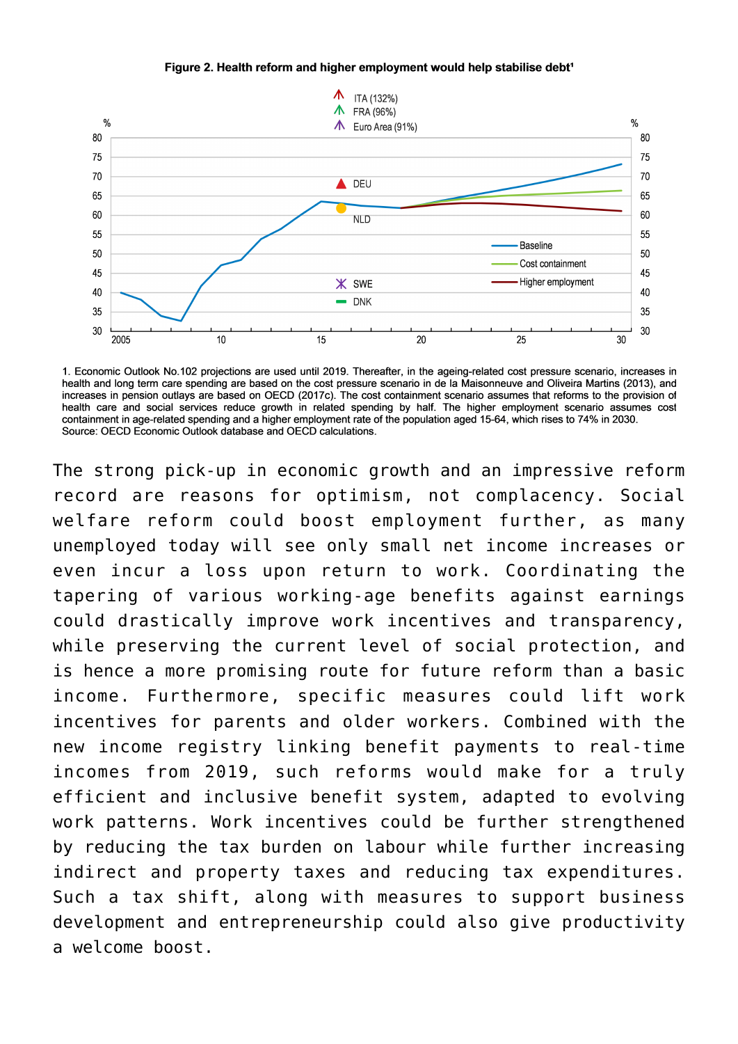**Figure 2. Health reform and higher employment would help stabilise debt**[1]

1. Economic Outlook No.102 projections are used until 2019. Thereafter, in the ageing-related cost pressure scenario, increases in health and long term care spending are based on the cost pressure scenario in de la Maisonneuve and Oliveira Martins (2013), and increases in pension outlays are based on OECD (2017c). The cost containment scenario assumes that reforms to the provision of health care and social services reduce growth in related spending by half. The higher employment scenario assumes cost containment in age-related spending and a higher employment rate of the population aged 15-64, which rises to 74% in 2030.
Source: OECD Economic Outlook database and OECD calculations.

The strong pick-up in economic growth and an impressive reform record are reasons for optimism, not complacency. Social welfare reform could boost employment further, as many unemployed today will see only small net income increases or even incur a loss upon return to work. Coordinating the tapering of various working-age benefits against earnings could drastically improve work incentives and transparency, while preserving the current level of social protection, and is hence a more promising route for future reform than a basic income. Furthermore, specific measures could lift work incentives for parents and older workers. Combined with the new income registry linking benefit payments to real-time incomes from 2019, such reforms would make for a truly efficient and inclusive benefit system, adapted to evolving work patterns. Work incentives could be further strengthened by reducing the tax burden on labour while further increasing indirect and property taxes and reducing tax expenditures. Such a tax shift, along with measures to support business development and entrepreneurship could also give productivity a welcome boost.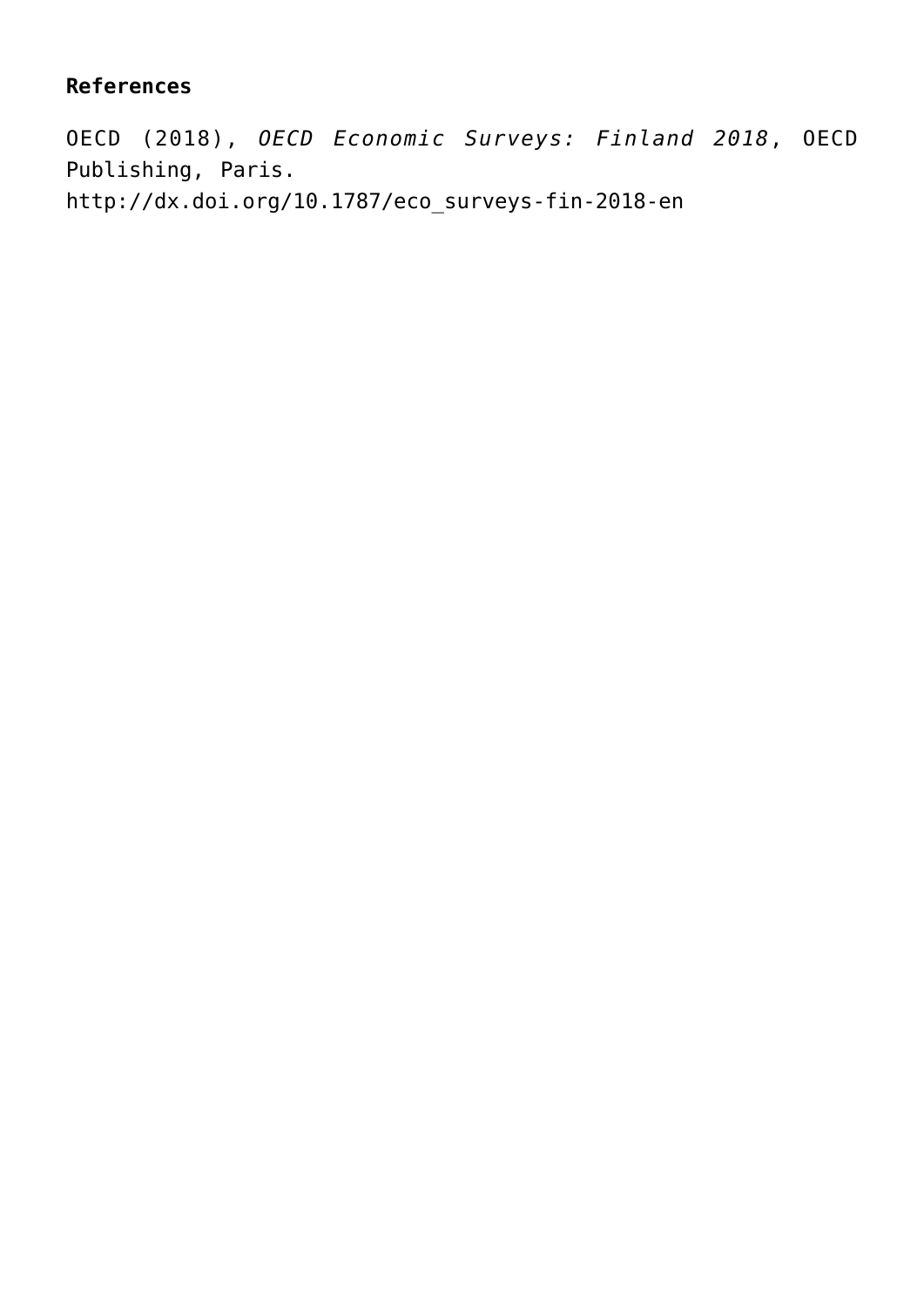**References**

OECD (2018), *OECD Economic Surveys: Finland 2018*, OECD Publishing, Paris. http://dx.doi.org/10.1787/eco_surveys-fin-2018-en